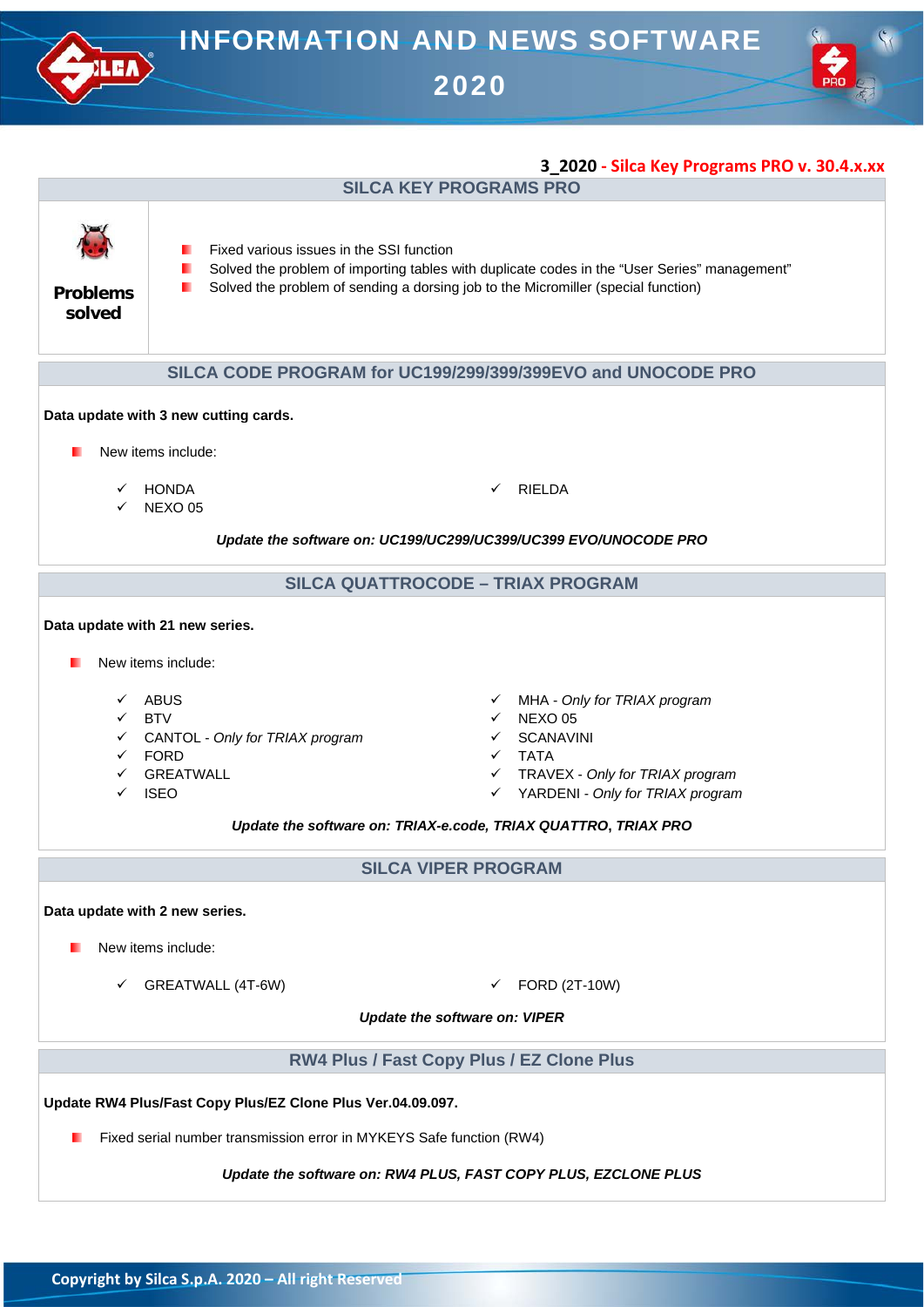# INFORMATION AND NEWS SOFTWARE 2020

**3_2020 - Silca Key Programs PRO v. 30.4.x.xx**

## SILCA KEY PROGRAMS PRO

**Problems solved**

- Fixed various issues in the SSI function
- Solved the problem of importing tables with duplicate codes in the "User Series" management"
- Solved the problem of sending a dorsing job to the Micromiller (special function)

## SILCA CODE PROGRAM for UC199/299/399/399EVO and UNOCODE PRO

**Data update with 3 new cutting cards.**

- New items include:
  - ✓ HONDA
  - ✓ NEXO 05
  - ✓ RIELDA

***Update the software on: UC199/UC299/UC399/UC399 EVO/UNOCODE PRO***

## SILCA QUATTROCODE – TRIAX PROGRAM

**Data update with 21 new series.**

- New items include:
  - ✓ ABUS
  - ✓ BTV
  - ✓ CANTOL - *Only for TRIAX program*
  - ✓ FORD
  - ✓ GREATWALL
  - ✓ ISEO
  - ✓ MHA - *Only for TRIAX program*
  - ✓ NEXO 05
  - ✓ SCANAVINI
  - ✓ TATA
  - ✓ TRAVEX - *Only for TRIAX program*
  - ✓ YARDENI - *Only for TRIAX program*

***Update the software on: TRIAX-e.code, TRIAX QUATTRO, TRIAX PRO***

## SILCA VIPER PROGRAM

**Data update with 2 new series.**

- New items include:
  - ✓ GREATWALL (4T-6W)
  - ✓ FORD (2T-10W)

***Update the software on: VIPER***

## RW4 Plus / Fast Copy Plus / EZ Clone Plus

**Update RW4 Plus/Fast Copy Plus/EZ Clone Plus Ver.04.09.097.**

- Fixed serial number transmission error in MYKEYS Safe function (RW4)

***Update the software on: RW4 PLUS, FAST COPY PLUS, EZCLONE PLUS***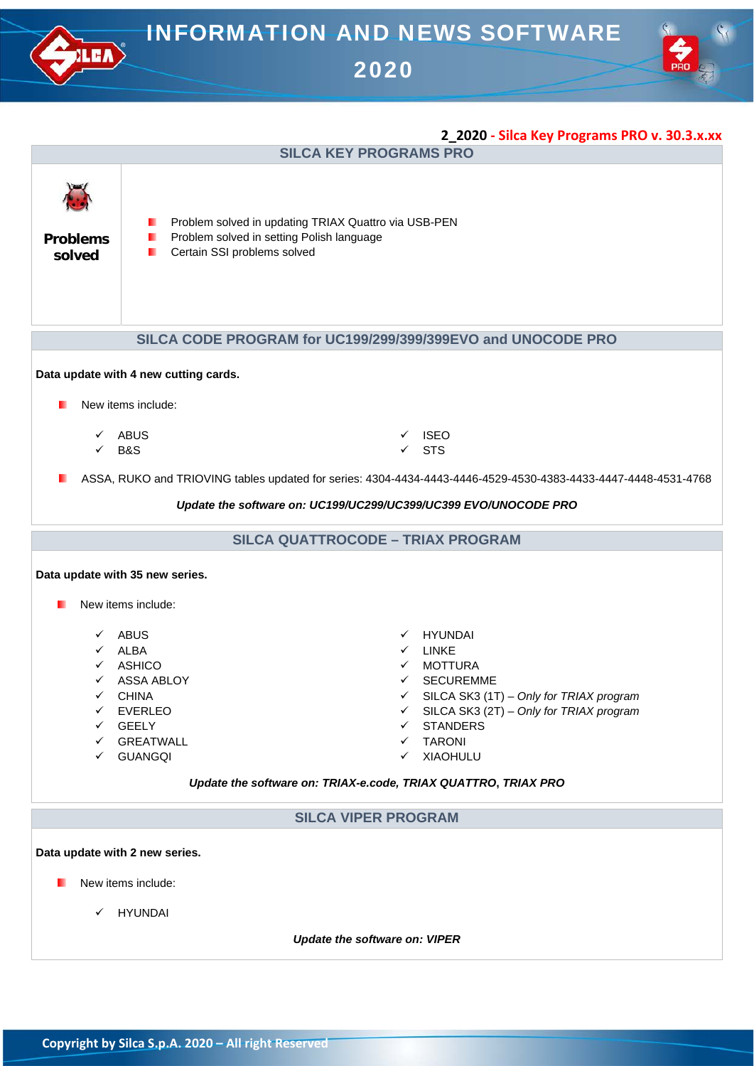## 2_2020 - Silca Key Programs PRO v. 30.3.x.xx

### SILCA KEY PROGRAMS PRO

**Problems solved**

- Problem solved in updating TRIAX Quattro via USB-PEN
- Problem solved in setting Polish language
- Certain SSI problems solved

### SILCA CODE PROGRAM for UC199/299/399/399EVO and UNOCODE PRO

**Data update with 4 new cutting cards.**

- New items include:
  - ✓ ABUS
  - ✓ B&S
  - ✓ ISEO
  - ✓ STS
- ASSA, RUKO and TRIOVING tables updated for series: 4304-4434-4443-4446-4529-4530-4383-4433-4447-4448-4531-4768

***Update the software on: UC199/UC299/UC399/UC399 EVO/UNOCODE PRO***

### SILCA QUATTROCODE – TRIAX PROGRAM

**Data update with 35 new series.**

- New items include:
  - ✓ ABUS
  - ✓ ALBA
  - ✓ ASHICO
  - ✓ ASSA ABLOY
  - ✓ CHINA
  - ✓ EVERLEO
  - ✓ GEELY
  - ✓ GREATWALL
  - ✓ GUANGQI
  - ✓ HYUNDAI
  - ✓ LINKE
  - ✓ MOTTURA
  - ✓ SECUREMME
  - ✓ SILCA SK3 (1T) – *Only for TRIAX program*
  - ✓ SILCA SK3 (2T) – *Only for TRIAX program*
  - ✓ STANDERS
  - ✓ TARONI
  - ✓ XIAOHULU

***Update the software on: TRIAX-e.code, TRIAX QUATTRO, TRIAX PRO***

### SILCA VIPER PROGRAM

**Data update with 2 new series.**

- New items include:
  - ✓ HYUNDAI

***Update the software on: VIPER***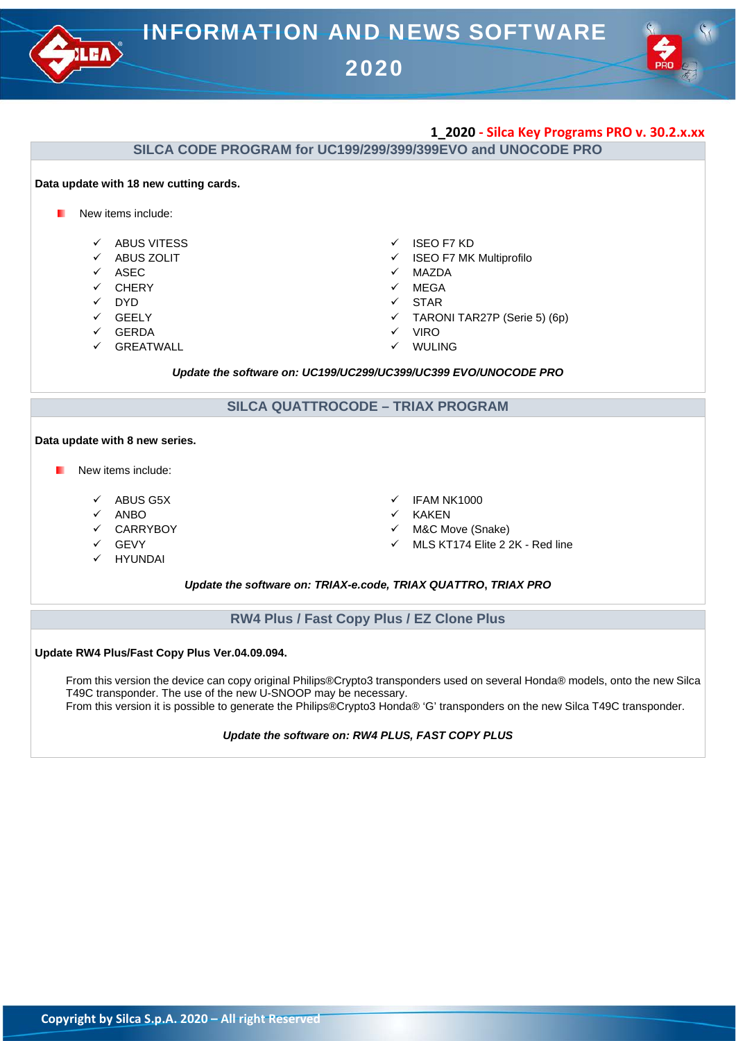## 1_2020 - Silca Key Programs PRO v. 30.2.x.xx

### SILCA CODE PROGRAM for UC199/299/399/399EVO and UNOCODE PRO

**Data update with 18 new cutting cards.**

- New items include:

  - ✓ ABUS VITESS
  - ✓ ABUS ZOLIT
  - ✓ ASEC
  - ✓ CHERY
  - ✓ DYD
  - ✓ GEELY
  - ✓ GERDA
  - ✓ GREATWALL
  - ✓ ISEO F7 KD
  - ✓ ISEO F7 MK Multiprofilo
  - ✓ MAZDA
  - ✓ MEGA
  - ✓ STAR
  - ✓ TARONI TAR27P (Serie 5) (6p)
  - ✓ VIRO
  - ✓ WULING

***Update the software on: UC199/UC299/UC399/UC399 EVO/UNOCODE PRO***

### SILCA QUATTROCODE – TRIAX PROGRAM

**Data update with 8 new series.**

- New items include:

  - ✓ ABUS G5X
  - ✓ ANBO
  - ✓ CARRYBOY
  - ✓ GEVY
  - ✓ HYUNDAI
  - ✓ IFAM NK1000
  - ✓ KAKEN
  - ✓ M&C Move (Snake)
  - ✓ MLS KT174 Elite 2 2K - Red line

***Update the software on: TRIAX-e.code, TRIAX QUATTRO, TRIAX PRO***

### RW4 Plus / Fast Copy Plus / EZ Clone Plus

**Update RW4 Plus/Fast Copy Plus Ver.04.09.094.**

From this version the device can copy original Philips®Crypto3 transponders used on several Honda® models, onto the new Silca T49C transponder. The use of the new U-SNOOP may be necessary.
From this version it is possible to generate the Philips®Crypto3 Honda® 'G' transponders on the new Silca T49C transponder.

***Update the software on: RW4 PLUS, FAST COPY PLUS***